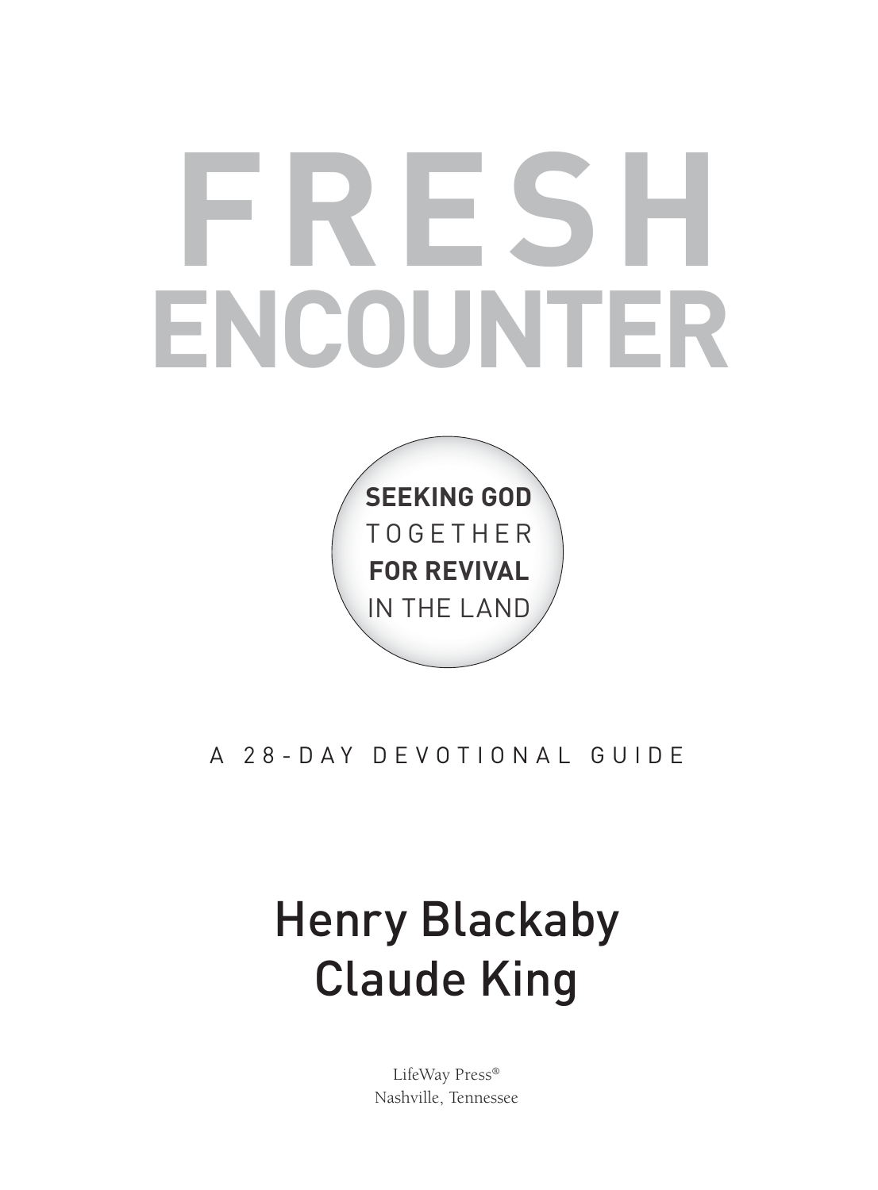# FRESH ENCOUNTER

**SEEKING GOD** TOGETHER **FOR REVIVAL** IN THE LAND

A 28-DAY DEVOTIONAL GUIDE

Henry Blackaby
Claude King

LifeWay Press®
Nashville, Tennessee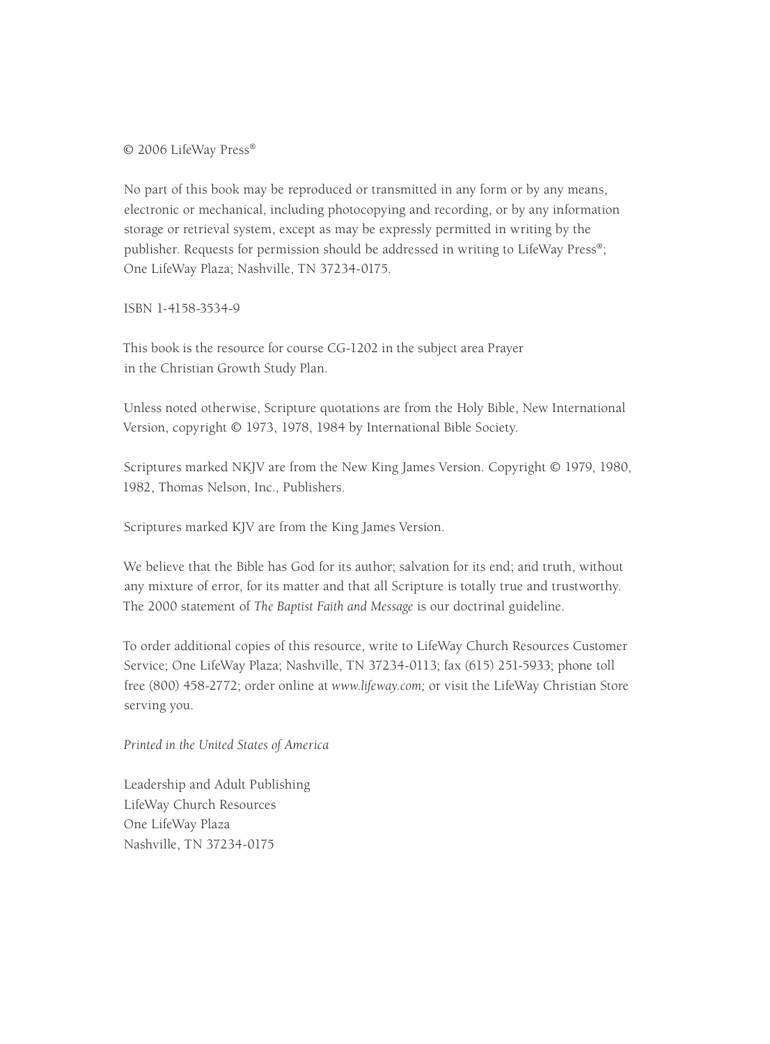© 2006 LifeWay Press®

No part of this book may be reproduced or transmitted in any form or by any means, electronic or mechanical, including photocopying and recording, or by any information storage or retrieval system, except as may be expressly permitted in writing by the publisher. Requests for permission should be addressed in writing to LifeWay Press®; One LifeWay Plaza; Nashville, TN 37234-0175.

ISBN 1-4158-3534-9

This book is the resource for course CG-1202 in the subject area Prayer in the Christian Growth Study Plan.

Unless noted otherwise, Scripture quotations are from the Holy Bible, New International Version, copyright © 1973, 1978, 1984 by International Bible Society.

Scriptures marked NKJV are from the New King James Version. Copyright © 1979, 1980, 1982, Thomas Nelson, Inc., Publishers.

Scriptures marked KJV are from the King James Version.

We believe that the Bible has God for its author; salvation for its end; and truth, without any mixture of error, for its matter and that all Scripture is totally true and trustworthy. The 2000 statement of *The Baptist Faith and Message* is our doctrinal guideline.

To order additional copies of this resource, write to LifeWay Church Resources Customer Service; One LifeWay Plaza; Nashville, TN 37234-0113; fax (615) 251-5933; phone toll free (800) 458-2772; order online at *www.lifeway.com;* or visit the LifeWay Christian Store serving you.

*Printed in the United States of America*

Leadership and Adult Publishing
LifeWay Church Resources
One LifeWay Plaza
Nashville, TN 37234-0175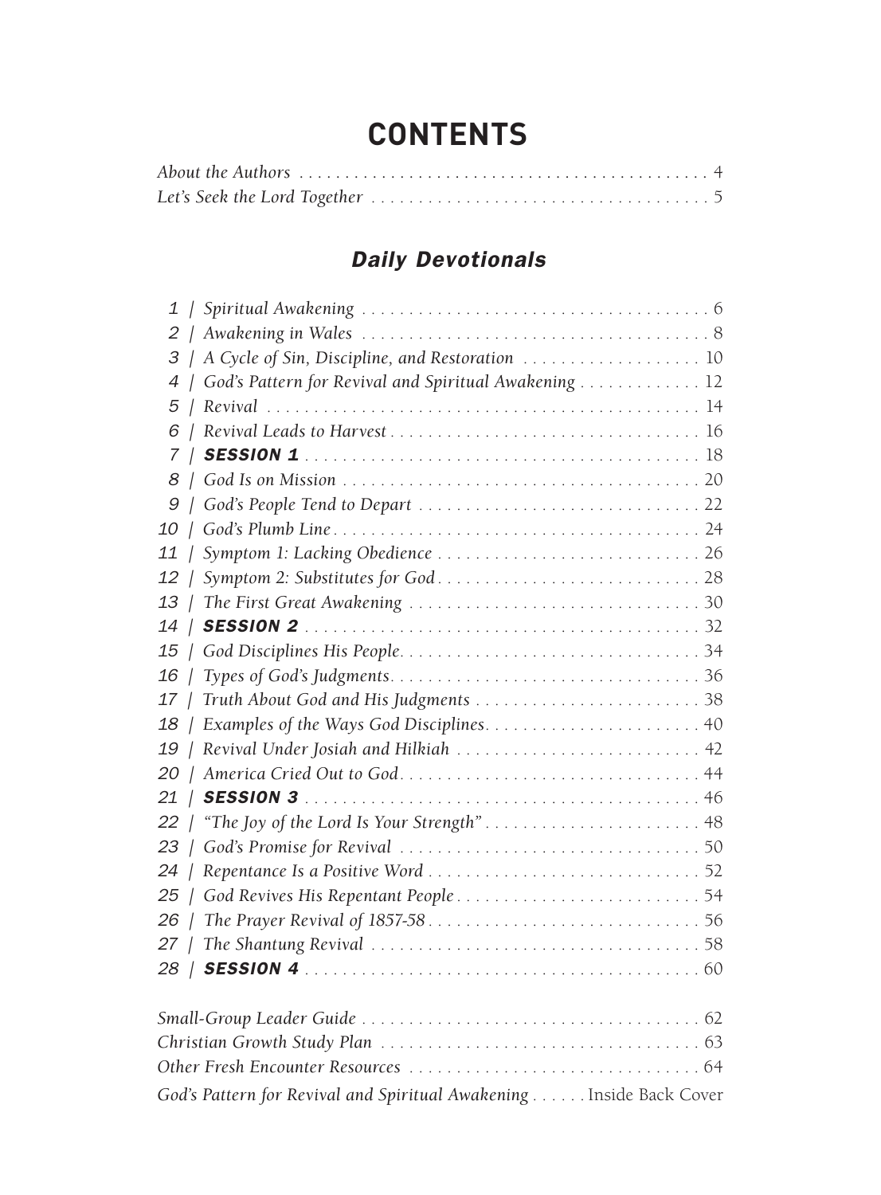# CONTENTS

*About the Authors* ............................................... 4
*Let's Seek the Lord Together* ...................................... 5

## *Daily Devotionals*

*1* | *Spiritual Awakening* ........................................ 6
*2* | *Awakening in Wales* ........................................ 8
*3* | *A Cycle of Sin, Discipline, and Restoration* .................... 10
*4* | *God's Pattern for Revival and Spiritual Awakening* ............. 12
*5* | *Revival* ................................................. 14
*6* | *Revival Leads to Harvest* .................................. 16
*7* | ***SESSION 1*** ............................................. 18
*8* | *God Is on Mission* ........................................ 20
*9* | *God's People Tend to Depart* ............................... 22
*10* | *God's Plumb Line* ......................................... 24
*11* | *Symptom 1: Lacking Obedience* .............................. 26
*12* | *Symptom 2: Substitutes for God* ............................. 28
*13* | *The First Great Awakening* ................................. 30
*14* | ***SESSION 2*** ............................................. 32
*15* | *God Disciplines His People* ................................. 34
*16* | *Types of God's Judgments* .................................. 36
*17* | *Truth About God and His Judgments* ......................... 38
*18* | *Examples of the Ways God Disciplines* ........................ 40
*19* | *Revival Under Josiah and Hilkiah* ........................... 42
*20* | *America Cried Out to God* ................................. 44
*21* | ***SESSION 3*** ............................................. 46
*22* | *"The Joy of the Lord Is Your Strength"* ........................ 48
*23* | *God's Promise for Revival* .................................. 50
*24* | *Repentance Is a Positive Word* .............................. 52
*25* | *God Revives His Repentant People* ........................... 54
*26* | *The Prayer Revival of 1857-58* .............................. 56
*27* | *The Shantung Revival* ..................................... 58
*28* | ***SESSION 4*** ............................................. 60

*Small-Group Leader Guide* ...................................... 62
*Christian Growth Study Plan* .................................... 63
*Other Fresh Encounter Resources* ................................ 64
*God's Pattern for Revival and Spiritual Awakening* ...... Inside Back Cover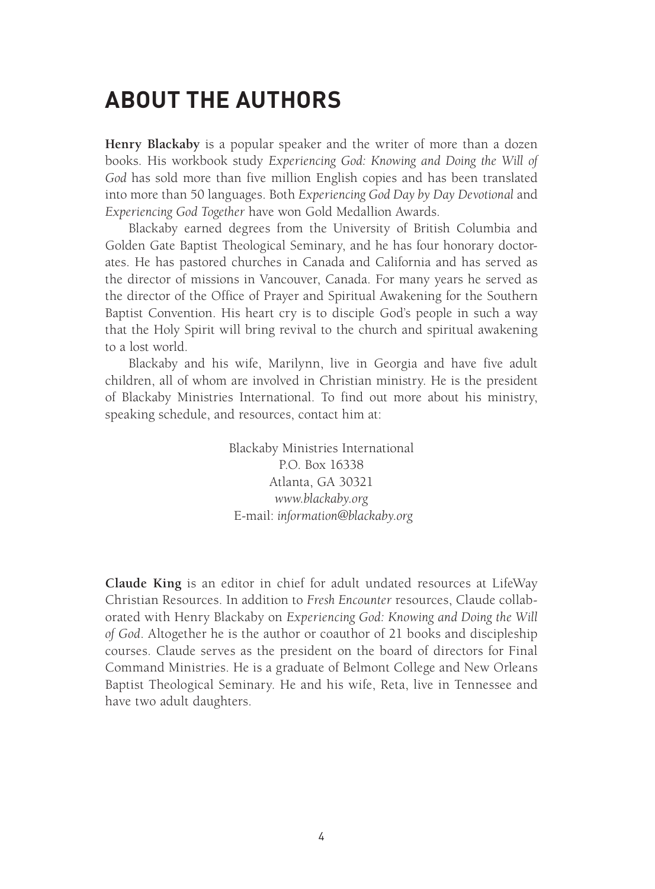# ABOUT THE AUTHORS

**Henry Blackaby** is a popular speaker and the writer of more than a dozen books. His workbook study *Experiencing God: Knowing and Doing the Will of God* has sold more than five million English copies and has been translated into more than 50 languages. Both *Experiencing God Day by Day Devotional* and *Experiencing God Together* have won Gold Medallion Awards.

Blackaby earned degrees from the University of British Columbia and Golden Gate Baptist Theological Seminary, and he has four honorary doctorates. He has pastored churches in Canada and California and has served as the director of missions in Vancouver, Canada. For many years he served as the director of the Office of Prayer and Spiritual Awakening for the Southern Baptist Convention. His heart cry is to disciple God's people in such a way that the Holy Spirit will bring revival to the church and spiritual awakening to a lost world.

Blackaby and his wife, Marilynn, live in Georgia and have five adult children, all of whom are involved in Christian ministry. He is the president of Blackaby Ministries International. To find out more about his ministry, speaking schedule, and resources, contact him at:

Blackaby Ministries International
P.O. Box 16338
Atlanta, GA 30321
*www.blackaby.org*
E-mail: *information@blackaby.org*

**Claude King** is an editor in chief for adult undated resources at LifeWay Christian Resources. In addition to *Fresh Encounter* resources, Claude collaborated with Henry Blackaby on *Experiencing God: Knowing and Doing the Will of God*. Altogether he is the author or coauthor of 21 books and discipleship courses. Claude serves as the president on the board of directors for Final Command Ministries. He is a graduate of Belmont College and New Orleans Baptist Theological Seminary. He and his wife, Reta, live in Tennessee and have two adult daughters.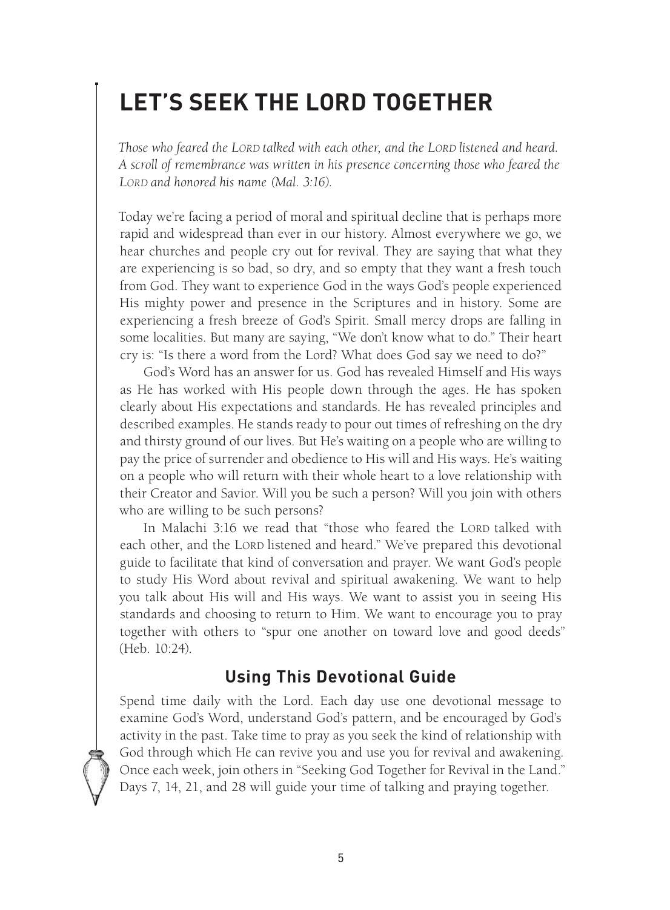# LET'S SEEK THE LORD TOGETHER

*Those who feared the LORD talked with each other, and the LORD listened and heard. A scroll of remembrance was written in his presence concerning those who feared the LORD and honored his name (Mal. 3:16).*

Today we're facing a period of moral and spiritual decline that is perhaps more rapid and widespread than ever in our history. Almost everywhere we go, we hear churches and people cry out for revival. They are saying that what they are experiencing is so bad, so dry, and so empty that they want a fresh touch from God. They want to experience God in the ways God's people experienced His mighty power and presence in the Scriptures and in history. Some are experiencing a fresh breeze of God's Spirit. Small mercy drops are falling in some localities. But many are saying, "We don't know what to do." Their heart cry is: "Is there a word from the Lord? What does God say we need to do?"

God's Word has an answer for us. God has revealed Himself and His ways as He has worked with His people down through the ages. He has spoken clearly about His expectations and standards. He has revealed principles and described examples. He stands ready to pour out times of refreshing on the dry and thirsty ground of our lives. But He's waiting on a people who are willing to pay the price of surrender and obedience to His will and His ways. He's waiting on a people who will return with their whole heart to a love relationship with their Creator and Savior. Will you be such a person? Will you join with others who are willing to be such persons?

In Malachi 3:16 we read that "those who feared the LORD talked with each other, and the LORD listened and heard." We've prepared this devotional guide to facilitate that kind of conversation and prayer. We want God's people to study His Word about revival and spiritual awakening. We want to help you talk about His will and His ways. We want to assist you in seeing His standards and choosing to return to Him. We want to encourage you to pray together with others to "spur one another on toward love and good deeds" (Heb. 10:24).

## Using This Devotional Guide

Spend time daily with the Lord. Each day use one devotional message to examine God's Word, understand God's pattern, and be encouraged by God's activity in the past. Take time to pray as you seek the kind of relationship with God through which He can revive you and use you for revival and awakening. Once each week, join others in "Seeking God Together for Revival in the Land." Days 7, 14, 21, and 28 will guide your time of talking and praying together.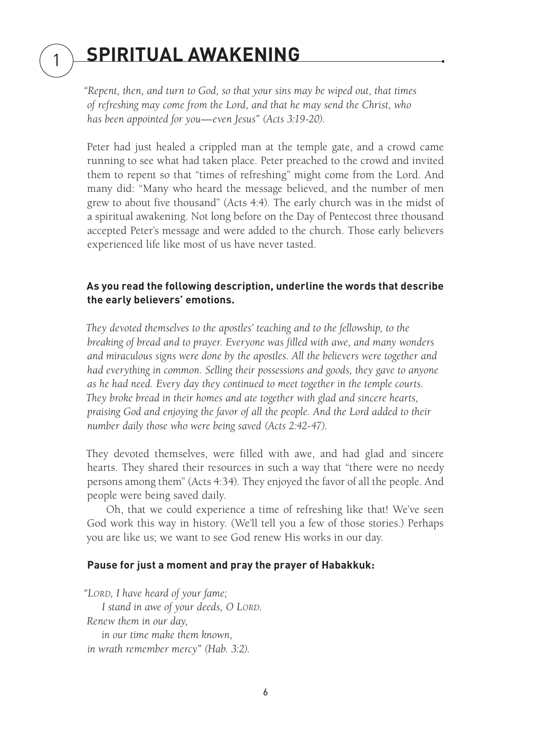# 1 SPIRITUAL AWAKENING

*"Repent, then, and turn to God, so that your sins may be wiped out, that times of refreshing may come from the Lord, and that he may send the Christ, who has been appointed for you—even Jesus" (Acts 3:19-20).*

Peter had just healed a crippled man at the temple gate, and a crowd came running to see what had taken place. Peter preached to the crowd and invited them to repent so that "times of refreshing" might come from the Lord. And many did: "Many who heard the message believed, and the number of men grew to about five thousand" (Acts 4:4). The early church was in the midst of a spiritual awakening. Not long before on the Day of Pentecost three thousand accepted Peter's message and were added to the church. Those early believers experienced life like most of us have never tasted.

**As you read the following description, underline the words that describe the early believers' emotions.**

*They devoted themselves to the apostles' teaching and to the fellowship, to the breaking of bread and to prayer. Everyone was filled with awe, and many wonders and miraculous signs were done by the apostles. All the believers were together and had everything in common. Selling their possessions and goods, they gave to anyone as he had need. Every day they continued to meet together in the temple courts. They broke bread in their homes and ate together with glad and sincere hearts, praising God and enjoying the favor of all the people. And the Lord added to their number daily those who were being saved (Acts 2:42-47).*

They devoted themselves, were filled with awe, and had glad and sincere hearts. They shared their resources in such a way that "there were no needy persons among them" (Acts 4:34). They enjoyed the favor of all the people. And people were being saved daily.

Oh, that we could experience a time of refreshing like that! We've seen God work this way in history. (We'll tell you a few of those stories.) Perhaps you are like us; we want to see God renew His works in our day.

**Pause for just a moment and pray the prayer of Habakkuk:**

*"Lord, I have heard of your fame;*
*I stand in awe of your deeds, O Lord.*
*Renew them in our day,*
*in our time make them known,*
*in wrath remember mercy" (Hab. 3:2).*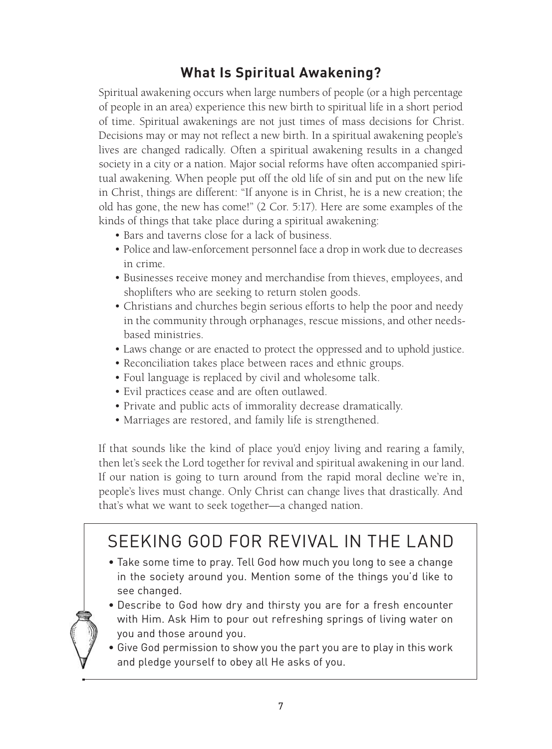## What Is Spiritual Awakening?

Spiritual awakening occurs when large numbers of people (or a high percentage of people in an area) experience this new birth to spiritual life in a short period of time. Spiritual awakenings are not just times of mass decisions for Christ. Decisions may or may not reflect a new birth. In a spiritual awakening people's lives are changed radically. Often a spiritual awakening results in a changed society in a city or a nation. Major social reforms have often accompanied spiritual awakening. When people put off the old life of sin and put on the new life in Christ, things are different: "If anyone is in Christ, he is a new creation; the old has gone, the new has come!" (2 Cor. 5:17). Here are some examples of the kinds of things that take place during a spiritual awakening:

- Bars and taverns close for a lack of business.
- Police and law-enforcement personnel face a drop in work due to decreases in crime.
- Businesses receive money and merchandise from thieves, employees, and shoplifters who are seeking to return stolen goods.
- Christians and churches begin serious efforts to help the poor and needy in the community through orphanages, rescue missions, and other needs-based ministries.
- Laws change or are enacted to protect the oppressed and to uphold justice.
- Reconciliation takes place between races and ethnic groups.
- Foul language is replaced by civil and wholesome talk.
- Evil practices cease and are often outlawed.
- Private and public acts of immorality decrease dramatically.
- Marriages are restored, and family life is strengthened.

If that sounds like the kind of place you'd enjoy living and rearing a family, then let's seek the Lord together for revival and spiritual awakening in our land. If our nation is going to turn around from the rapid moral decline we're in, people's lives must change. Only Christ can change lives that drastically. And that's what we want to seek together—a changed nation.

## SEEKING GOD FOR REVIVAL IN THE LAND

- Take some time to pray. Tell God how much you long to see a change in the society around you. Mention some of the things you'd like to see changed.
- Describe to God how dry and thirsty you are for a fresh encounter with Him. Ask Him to pour out refreshing springs of living water on you and those around you.
- Give God permission to show you the part you are to play in this work and pledge yourself to obey all He asks of you.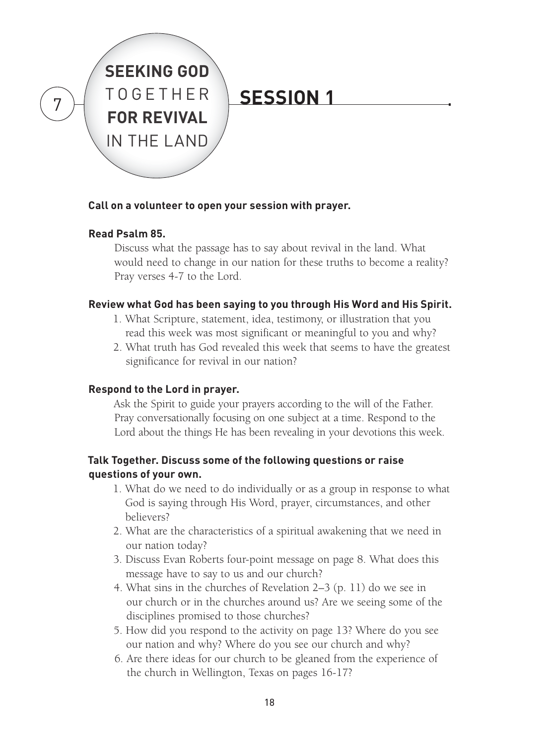# SESSION 1

**Call on a volunteer to open your session with prayer.**

**Read Psalm 85.**

Discuss what the passage has to say about revival in the land. What would need to change in our nation for these truths to become a reality? Pray verses 4-7 to the Lord.

**Review what God has been saying to you through His Word and His Spirit.**

1. What Scripture, statement, idea, testimony, or illustration that you read this week was most significant or meaningful to you and why?
2. What truth has God revealed this week that seems to have the greatest significance for revival in our nation?

**Respond to the Lord in prayer.**

Ask the Spirit to guide your prayers according to the will of the Father. Pray conversationally focusing on one subject at a time. Respond to the Lord about the things He has been revealing in your devotions this week.

**Talk Together. Discuss some of the following questions or raise questions of your own.**

1. What do we need to do individually or as a group in response to what God is saying through His Word, prayer, circumstances, and other believers?
2. What are the characteristics of a spiritual awakening that we need in our nation today?
3. Discuss Evan Roberts four-point message on page 8. What does this message have to say to us and our church?
4. What sins in the churches of Revelation 2–3 (p. 11) do we see in our church or in the churches around us? Are we seeing some of the disciplines promised to those churches?
5. How did you respond to the activity on page 13? Where do you see our nation and why? Where do you see our church and why?
6. Are there ideas for our church to be gleaned from the experience of the church in Wellington, Texas on pages 16-17?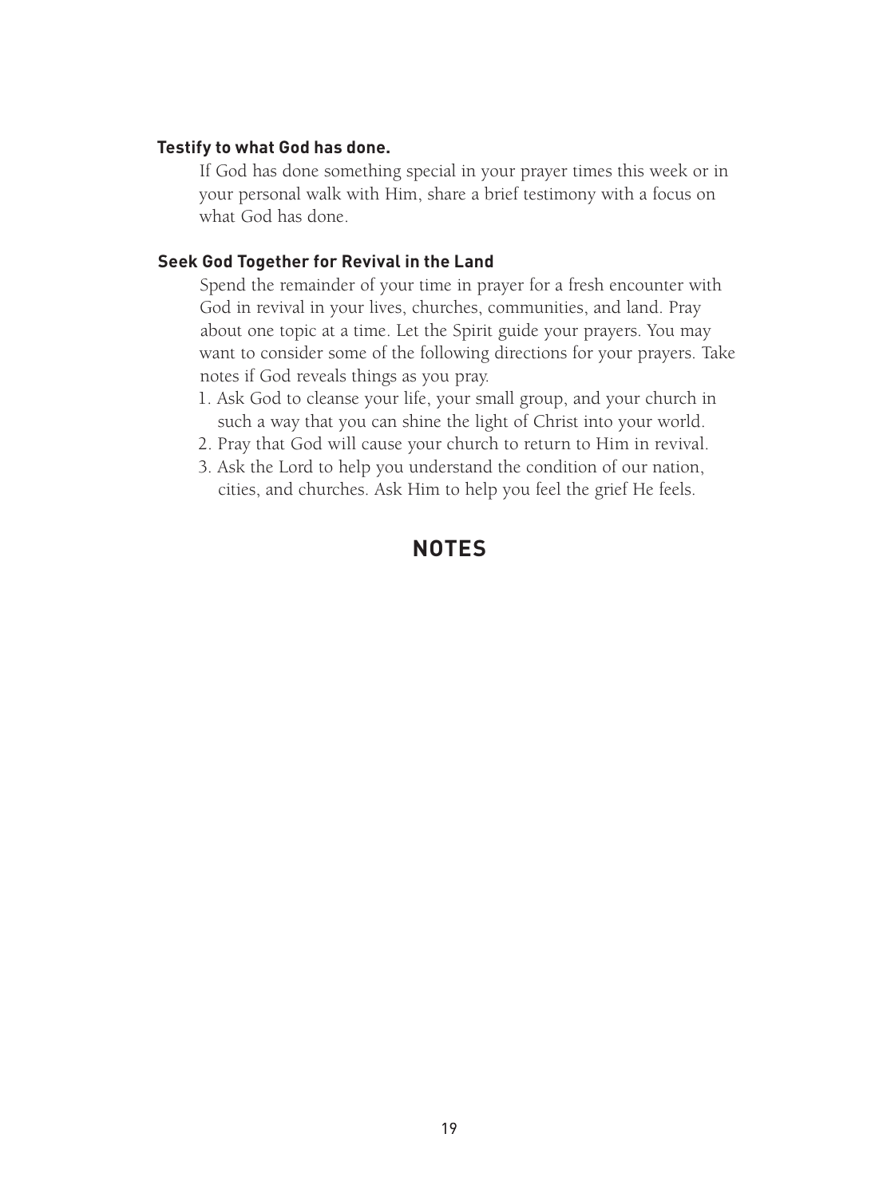**Testify to what God has done.**

If God has done something special in your prayer times this week or in your personal walk with Him, share a brief testimony with a focus on what God has done.

**Seek God Together for Revival in the Land**

Spend the remainder of your time in prayer for a fresh encounter with God in revival in your lives, churches, communities, and land. Pray about one topic at a time. Let the Spirit guide your prayers. You may want to consider some of the following directions for your prayers. Take notes if God reveals things as you pray.

1. Ask God to cleanse your life, your small group, and your church in such a way that you can shine the light of Christ into your world.
2. Pray that God will cause your church to return to Him in revival.
3. Ask the Lord to help you understand the condition of our nation, cities, and churches. Ask Him to help you feel the grief He feels.

## NOTES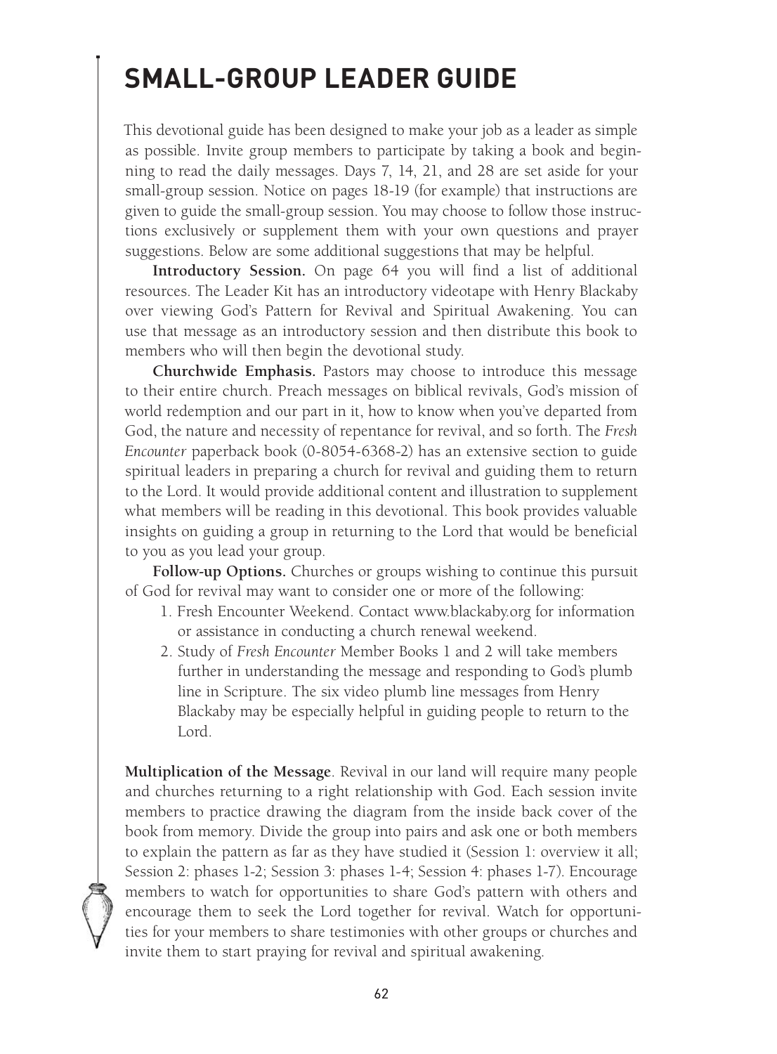# SMALL-GROUP LEADER GUIDE

This devotional guide has been designed to make your job as a leader as simple as possible. Invite group members to participate by taking a book and beginning to read the daily messages. Days 7, 14, 21, and 28 are set aside for your small-group session. Notice on pages 18-19 (for example) that instructions are given to guide the small-group session. You may choose to follow those instructions exclusively or supplement them with your own questions and prayer suggestions. Below are some additional suggestions that may be helpful.

**Introductory Session.** On page 64 you will find a list of additional resources. The Leader Kit has an introductory videotape with Henry Blackaby over viewing God's Pattern for Revival and Spiritual Awakening. You can use that message as an introductory session and then distribute this book to members who will then begin the devotional study.

**Churchwide Emphasis.** Pastors may choose to introduce this message to their entire church. Preach messages on biblical revivals, God's mission of world redemption and our part in it, how to know when you've departed from God, the nature and necessity of repentance for revival, and so forth. The *Fresh Encounter* paperback book (0-8054-6368-2) has an extensive section to guide spiritual leaders in preparing a church for revival and guiding them to return to the Lord. It would provide additional content and illustration to supplement what members will be reading in this devotional. This book provides valuable insights on guiding a group in returning to the Lord that would be beneficial to you as you lead your group.

**Follow-up Options.** Churches or groups wishing to continue this pursuit of God for revival may want to consider one or more of the following:

1. Fresh Encounter Weekend. Contact www.blackaby.org for information or assistance in conducting a church renewal weekend.
2. Study of *Fresh Encounter* Member Books 1 and 2 will take members further in understanding the message and responding to God's plumb line in Scripture. The six video plumb line messages from Henry Blackaby may be especially helpful in guiding people to return to the Lord.

**Multiplication of the Message**. Revival in our land will require many people and churches returning to a right relationship with God. Each session invite members to practice drawing the diagram from the inside back cover of the book from memory. Divide the group into pairs and ask one or both members to explain the pattern as far as they have studied it (Session 1: overview it all; Session 2: phases 1-2; Session 3: phases 1-4; Session 4: phases 1-7). Encourage members to watch for opportunities to share God's pattern with others and encourage them to seek the Lord together for revival. Watch for opportunities for your members to share testimonies with other groups or churches and invite them to start praying for revival and spiritual awakening.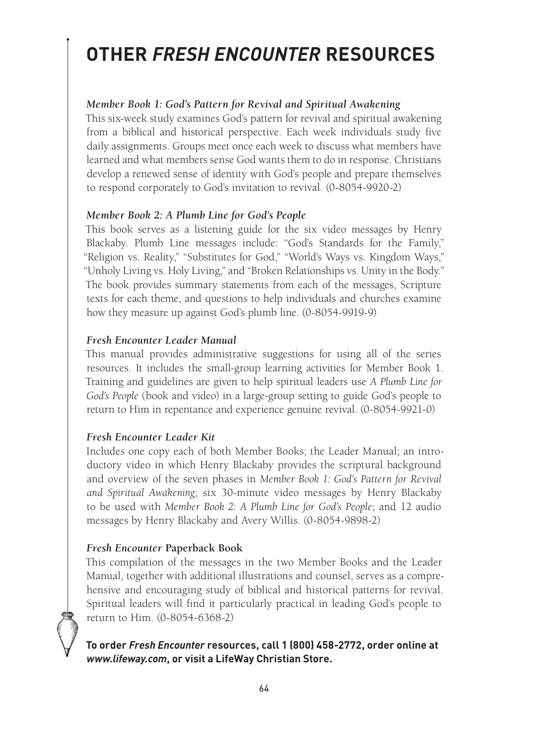# OTHER *FRESH ENCOUNTER* RESOURCES

***Member Book 1: God's Pattern for Revival and Spiritual Awakening***

This six-week study examines God's pattern for revival and spiritual awakening from a biblical and historical perspective. Each week individuals study five daily assignments. Groups meet once each week to discuss what members have learned and what members sense God wants them to do in response. Christians develop a renewed sense of identity with God's people and prepare themselves to respond corporately to God's invitation to revival. (0-8054-9920-2)

***Member Book 2: A Plumb Line for God's People***

This book serves as a listening guide for the six video messages by Henry Blackaby. Plumb Line messages include: "God's Standards for the Family," "Religion vs. Reality," "Substitutes for God," "World's Ways vs. Kingdom Ways," "Unholy Living vs. Holy Living," and "Broken Relationships vs. Unity in the Body." The book provides summary statements from each of the messages, Scripture texts for each theme, and questions to help individuals and churches examine how they measure up against God's plumb line. (0-8054-9919-9)

***Fresh Encounter Leader Manual***

This manual provides administrative suggestions for using all of the series resources. It includes the small-group learning activities for Member Book 1. Training and guidelines are given to help spiritual leaders use *A Plumb Line for God's People* (book and video) in a large-group setting to guide God's people to return to Him in repentance and experience genuine revival. (0-8054-9921-0)

***Fresh Encounter Leader Kit***

Includes one copy each of both Member Books; the Leader Manual; an introductory video in which Henry Blackaby provides the scriptural background and overview of the seven phases in *Member Book 1: God's Pattern for Revival and Spiritual Awakening*; six 30-minute video messages by Henry Blackaby to be used with *Member Book 2: A Plumb Line for God's People*; and 12 audio messages by Henry Blackaby and Avery Willis. (0-8054-9898-2)

***Fresh Encounter* Paperback Book**

This compilation of the messages in the two Member Books and the Leader Manual, together with additional illustrations and counsel, serves as a comprehensive and encouraging study of biblical and historical patterns for revival. Spiritual leaders will find it particularly practical in leading God's people to return to Him. (0-8054-6368-2)

**To order *Fresh Encounter* resources, call 1 (800) 458-2772, order online at *www.lifeway.com*, or visit a LifeWay Christian Store.**